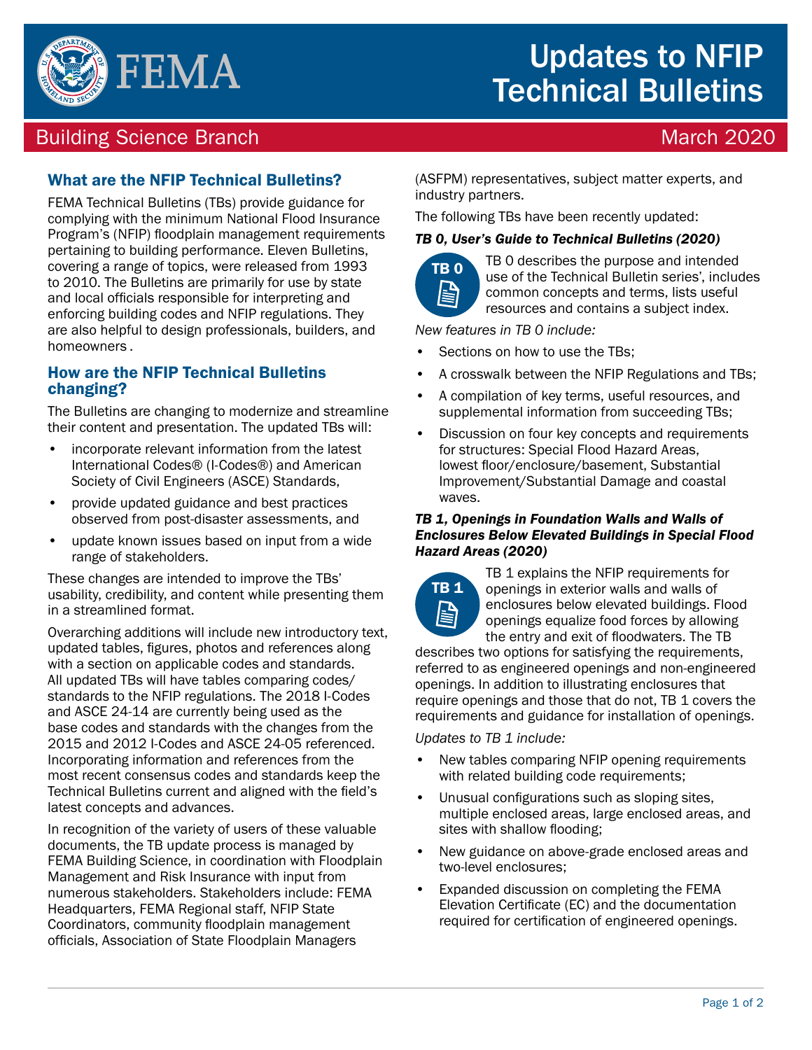# Updates to NFIP Technical Bulletins

Building Science Branch

March 2020

## What are the NFIP Technical Bulletins?

FEMA Technical Bulletins (TBs) provide guidance for complying with the minimum National Flood Insurance Program's (NFIP) floodplain management requirements pertaining to building performance. Eleven Bulletins, covering a range of topics, were released from 1993 to 2010. The Bulletins are primarily for use by state and local officials responsible for interpreting and enforcing building codes and NFIP regulations. They are also helpful to design professionals, builders, and homeowners .

## How are the NFIP Technical Bulletins changing?

The Bulletins are changing to modernize and streamline their content and presentation. The updated TBs will:

- incorporate relevant information from the latest International Codes® (I-Codes®) and American Society of Civil Engineers (ASCE) Standards,
- provide updated guidance and best practices observed from post-disaster assessments, and
- update known issues based on input from a wide range of stakeholders.

These changes are intended to improve the TBs' usability, credibility, and content while presenting them in a streamlined format.

Overarching additions will include new introductory text, updated tables, figures, photos and references along with a section on applicable codes and standards. All updated TBs will have tables comparing codes/standards to the NFIP regulations. The 2018 I-Codes and ASCE 24-14 are currently being used as the base codes and standards with the changes from the 2015 and 2012 I-Codes and ASCE 24-05 referenced. Incorporating information and references from the most recent consensus codes and standards keep the Technical Bulletins current and aligned with the field's latest concepts and advances.

In recognition of the variety of users of these valuable documents, the TB update process is managed by FEMA Building Science, in coordination with Floodplain Management and Risk Insurance with input from numerous stakeholders. Stakeholders include: FEMA Headquarters, FEMA Regional staff, NFIP State Coordinators, community floodplain management officials, Association of State Floodplain Managers (ASFPM) representatives, subject matter experts, and industry partners.

The following TBs have been recently updated:

### *TB 0, User's Guide to Technical Bulletins (2020)*

TB 0

TB 0 describes the purpose and intended use of the Technical Bulletin series', includes common concepts and terms, lists useful resources and contains a subject index.

*New features in TB 0 include:*

- Sections on how to use the TBs;
- A crosswalk between the NFIP Regulations and TBs;
- A compilation of key terms, useful resources, and supplemental information from succeeding TBs;
- Discussion on four key concepts and requirements for structures: Special Flood Hazard Areas, lowest floor/enclosure/basement, Substantial Improvement/Substantial Damage and coastal waves.

### *TB 1, Openings in Foundation Walls and Walls of Enclosures Below Elevated Buildings in Special Flood Hazard Areas (2020)*

TB 1

TB 1 explains the NFIP requirements for openings in exterior walls and walls of enclosures below elevated buildings. Flood openings equalize food forces by allowing the entry and exit of floodwaters. The TB describes two options for satisfying the requirements, referred to as engineered openings and non-engineered openings. In addition to illustrating enclosures that require openings and those that do not, TB 1 covers the requirements and guidance for installation of openings.

*Updates to TB 1 include:*

- New tables comparing NFIP opening requirements with related building code requirements;
- Unusual configurations such as sloping sites, multiple enclosed areas, large enclosed areas, and sites with shallow flooding;
- New guidance on above-grade enclosed areas and two-level enclosures;
- Expanded discussion on completing the FEMA Elevation Certificate (EC) and the documentation required for certification of engineered openings.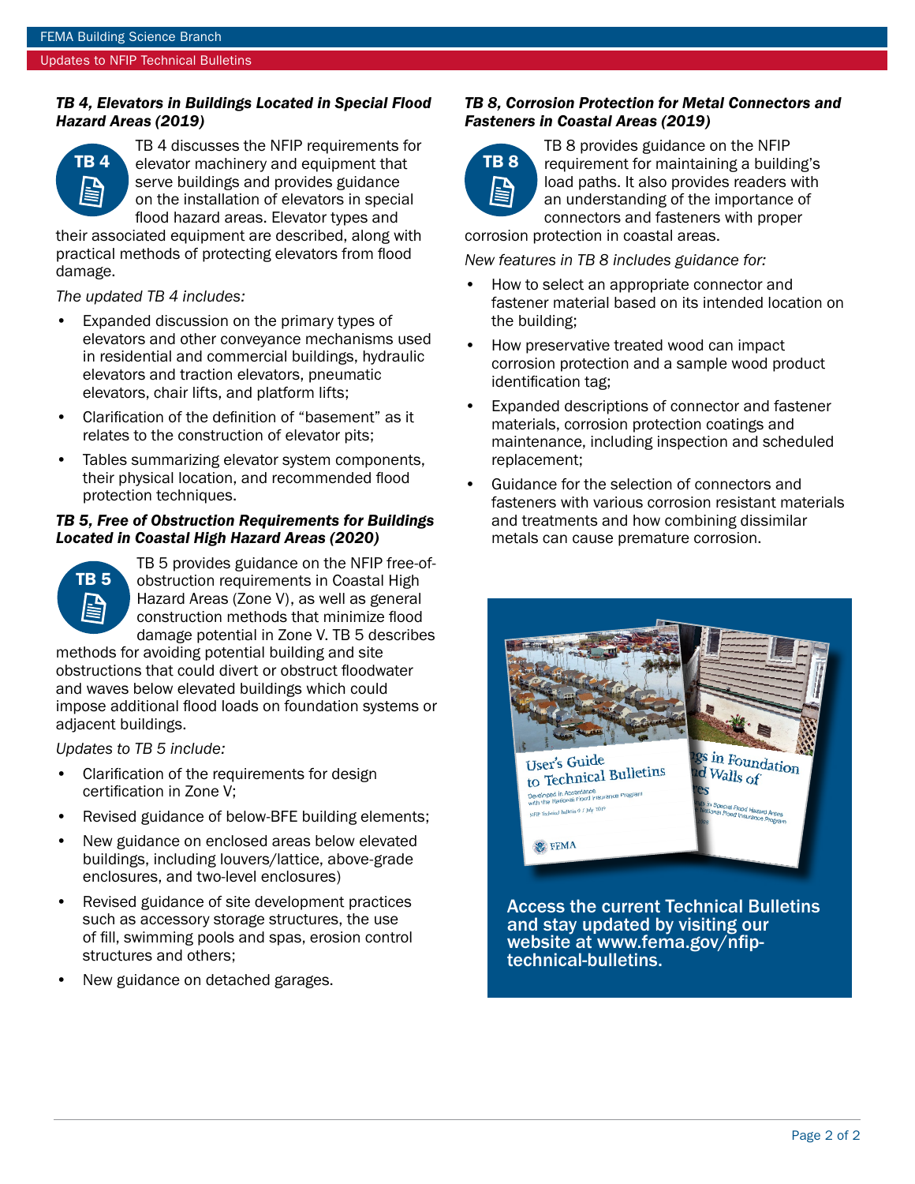### TB 4, Elevators in Buildings Located in Special Flood Hazard Areas (2019)

TB 4 discusses the NFIP requirements for elevator machinery and equipment that serve buildings and provides guidance on the installation of elevators in special flood hazard areas. Elevator types and their associated equipment are described, along with practical methods of protecting elevators from flood damage.

*The updated TB 4 includes:*

- Expanded discussion on the primary types of elevators and other conveyance mechanisms used in residential and commercial buildings, hydraulic elevators and traction elevators, pneumatic elevators, chair lifts, and platform lifts;
- Clarification of the definition of "basement" as it relates to the construction of elevator pits;
- Tables summarizing elevator system components, their physical location, and recommended flood protection techniques.

### TB 5, Free of Obstruction Requirements for Buildings Located in Coastal High Hazard Areas (2020)

TB 5 provides guidance on the NFIP free-of-obstruction requirements in Coastal High Hazard Areas (Zone V), as well as general construction methods that minimize flood damage potential in Zone V. TB 5 describes methods for avoiding potential building and site obstructions that could divert or obstruct floodwater and waves below elevated buildings which could impose additional flood loads on foundation systems or adjacent buildings.

*Updates to TB 5 include:*

- Clarification of the requirements for design certification in Zone V;
- Revised guidance of below-BFE building elements;
- New guidance on enclosed areas below elevated buildings, including louvers/lattice, above-grade enclosures, and two-level enclosures)
- Revised guidance of site development practices such as accessory storage structures, the use of fill, swimming pools and spas, erosion control structures and others;
- New guidance on detached garages.

### TB 8, Corrosion Protection for Metal Connectors and Fasteners in Coastal Areas (2019)

TB 8 provides guidance on the NFIP requirement for maintaining a building's load paths. It also provides readers with an understanding of the importance of connectors and fasteners with proper corrosion protection in coastal areas.

*New features in TB 8 includes guidance for:*

- How to select an appropriate connector and fastener material based on its intended location on the building;
- How preservative treated wood can impact corrosion protection and a sample wood product identification tag;
- Expanded descriptions of connector and fastener materials, corrosion protection coatings and maintenance, including inspection and scheduled replacement;
- Guidance for the selection of connectors and fasteners with various corrosion resistant materials and treatments and how combining dissimilar metals can cause premature corrosion.

**Access the current Technical Bulletins and stay updated by visiting our website at www.fema.gov/nfip-technical-bulletins.**